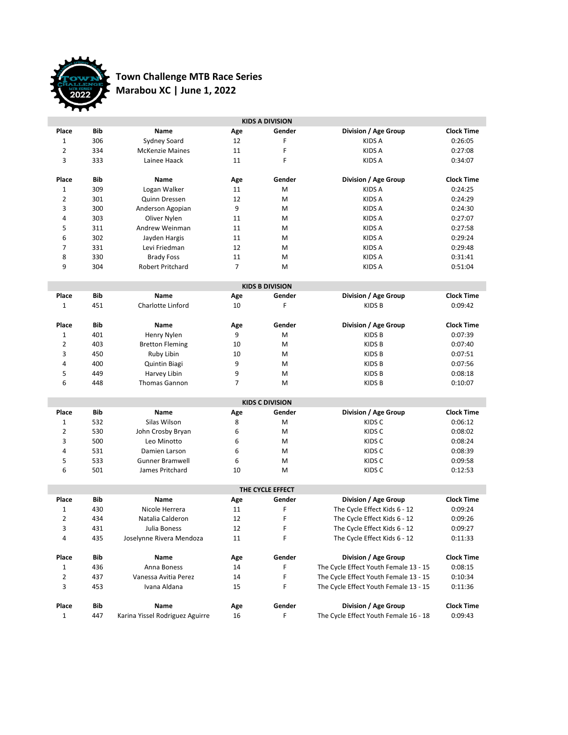# Town Challenge MTB Race Series

## Marabou XC | June 1, 2022

### KIDS A DIVISION

| Place | Bib | Name | Age | Gender | Division / Age Group | Clock Time |
|---|---|---|---|---|---|---|
| 1 | 306 | Sydney Soard | 12 | F | KIDS A | 0:26:05 |
| 2 | 334 | McKenzie Maines | 11 | F | KIDS A | 0:27:08 |
| 3 | 333 | Lainee Haack | 11 | F | KIDS A | 0:34:07 |

| Place | Bib | Name | Age | Gender | Division / Age Group | Clock Time |
|---|---|---|---|---|---|---|
| 1 | 309 | Logan Walker | 11 | M | KIDS A | 0:24:25 |
| 2 | 301 | Quinn Dressen | 12 | M | KIDS A | 0:24:29 |
| 3 | 300 | Anderson Agopian | 9 | M | KIDS A | 0:24:30 |
| 4 | 303 | Oliver Nylen | 11 | M | KIDS A | 0:27:07 |
| 5 | 311 | Andrew Weinman | 11 | M | KIDS A | 0:27:58 |
| 6 | 302 | Jayden Hargis | 11 | M | KIDS A | 0:29:24 |
| 7 | 331 | Levi Friedman | 12 | M | KIDS A | 0:29:48 |
| 8 | 330 | Brady Foss | 11 | M | KIDS A | 0:31:41 |
| 9 | 304 | Robert Pritchard | 7 | M | KIDS A | 0:51:04 |

### KIDS B DIVISION

| Place | Bib | Name | Age | Gender | Division / Age Group | Clock Time |
|---|---|---|---|---|---|---|
| 1 | 451 | Charlotte Linford | 10 | F | KIDS B | 0:09:42 |

| Place | Bib | Name | Age | Gender | Division / Age Group | Clock Time |
|---|---|---|---|---|---|---|
| 1 | 401 | Henry Nylen | 9 | M | KIDS B | 0:07:39 |
| 2 | 403 | Bretton Fleming | 10 | M | KIDS B | 0:07:40 |
| 3 | 450 | Ruby Libin | 10 | M | KIDS B | 0:07:51 |
| 4 | 400 | Quintin Biagi | 9 | M | KIDS B | 0:07:56 |
| 5 | 449 | Harvey Libin | 9 | M | KIDS B | 0:08:18 |
| 6 | 448 | Thomas Gannon | 7 | M | KIDS B | 0:10:07 |

### KIDS C DIVISION

| Place | Bib | Name | Age | Gender | Division / Age Group | Clock Time |
|---|---|---|---|---|---|---|
| 1 | 532 | Silas Wilson | 8 | M | KIDS C | 0:06:12 |
| 2 | 530 | John Crosby Bryan | 6 | M | KIDS C | 0:08:02 |
| 3 | 500 | Leo Minotto | 6 | M | KIDS C | 0:08:24 |
| 4 | 531 | Damien Larson | 6 | M | KIDS C | 0:08:39 |
| 5 | 533 | Gunner Bramwell | 6 | M | KIDS C | 0:09:58 |
| 6 | 501 | James Pritchard | 10 | M | KIDS C | 0:12:53 |

### THE CYCLE EFFECT

| Place | Bib | Name | Age | Gender | Division / Age Group | Clock Time |
|---|---|---|---|---|---|---|
| 1 | 430 | Nicole Herrera | 11 | F | The Cycle Effect Kids 6 - 12 | 0:09:24 |
| 2 | 434 | Natalia Calderon | 12 | F | The Cycle Effect Kids 6 - 12 | 0:09:26 |
| 3 | 431 | Julia Boness | 12 | F | The Cycle Effect Kids 6 - 12 | 0:09:27 |
| 4 | 435 | Joselynne Rivera Mendoza | 11 | F | The Cycle Effect Kids 6 - 12 | 0:11:33 |

| Place | Bib | Name | Age | Gender | Division / Age Group | Clock Time |
|---|---|---|---|---|---|---|
| 1 | 436 | Anna Boness | 14 | F | The Cycle Effect Youth Female 13 - 15 | 0:08:15 |
| 2 | 437 | Vanessa Avitia Perez | 14 | F | The Cycle Effect Youth Female 13 - 15 | 0:10:34 |
| 3 | 453 | Ivana Aldana | 15 | F | The Cycle Effect Youth Female 13 - 15 | 0:11:36 |

| Place | Bib | Name | Age | Gender | Division / Age Group | Clock Time |
|---|---|---|---|---|---|---|
| 1 | 447 | Karina Yissel Rodriguez Aguirre | 16 | F | The Cycle Effect Youth Female 16 - 18 | 0:09:43 |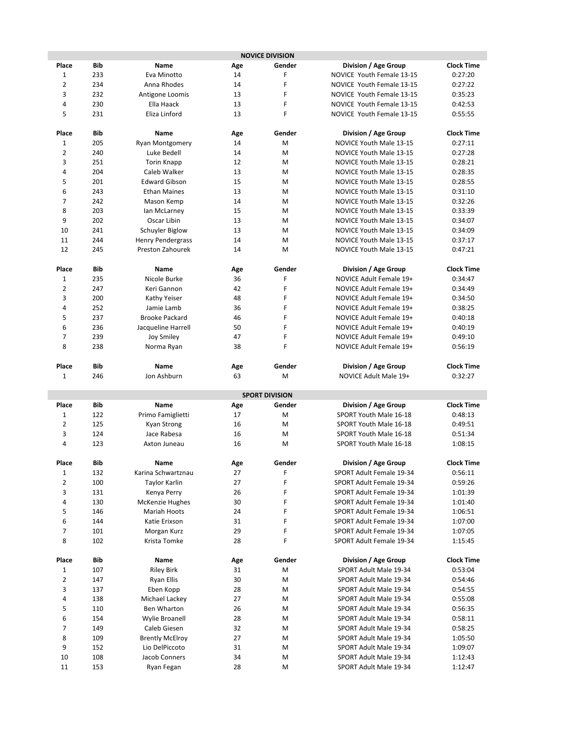## NOVICE DIVISION

| Place | Bib | Name | Age | Gender | Division / Age Group | Clock Time |
|---|---|---|---|---|---|---|
| 1 | 233 | Eva Minotto | 14 | F | NOVICE Youth Female 13-15 | 0:27:20 |
| 2 | 234 | Anna Rhodes | 14 | F | NOVICE Youth Female 13-15 | 0:27:22 |
| 3 | 232 | Antigone Loomis | 13 | F | NOVICE Youth Female 13-15 | 0:35:23 |
| 4 | 230 | Ella Haack | 13 | F | NOVICE Youth Female 13-15 | 0:42:53 |
| 5 | 231 | Eliza Linford | 13 | F | NOVICE Youth Female 13-15 | 0:55:55 |

| Place | Bib | Name | Age | Gender | Division / Age Group | Clock Time |
|---|---|---|---|---|---|---|
| 1 | 205 | Ryan Montgomery | 14 | M | NOVICE Youth Male 13-15 | 0:27:11 |
| 2 | 240 | Luke Bedell | 14 | M | NOVICE Youth Male 13-15 | 0:27:28 |
| 3 | 251 | Torin Knapp | 12 | M | NOVICE Youth Male 13-15 | 0:28:21 |
| 4 | 204 | Caleb Walker | 13 | M | NOVICE Youth Male 13-15 | 0:28:35 |
| 5 | 201 | Edward Gibson | 15 | M | NOVICE Youth Male 13-15 | 0:28:55 |
| 6 | 243 | Ethan Maines | 13 | M | NOVICE Youth Male 13-15 | 0:31:10 |
| 7 | 242 | Mason Kemp | 14 | M | NOVICE Youth Male 13-15 | 0:32:26 |
| 8 | 203 | Ian McLarney | 15 | M | NOVICE Youth Male 13-15 | 0:33:39 |
| 9 | 202 | Oscar Libin | 13 | M | NOVICE Youth Male 13-15 | 0:34:07 |
| 10 | 241 | Schuyler Biglow | 13 | M | NOVICE Youth Male 13-15 | 0:34:09 |
| 11 | 244 | Henry Pendergrass | 14 | M | NOVICE Youth Male 13-15 | 0:37:17 |
| 12 | 245 | Preston Zahourek | 14 | M | NOVICE Youth Male 13-15 | 0:47:21 |

| Place | Bib | Name | Age | Gender | Division / Age Group | Clock Time |
|---|---|---|---|---|---|---|
| 1 | 235 | Nicole Burke | 36 | F | NOVICE Adult Female 19+ | 0:34:47 |
| 2 | 247 | Keri Gannon | 42 | F | NOVICE Adult Female 19+ | 0:34:49 |
| 3 | 200 | Kathy Yeiser | 48 | F | NOVICE Adult Female 19+ | 0:34:50 |
| 4 | 252 | Jamie Lamb | 36 | F | NOVICE Adult Female 19+ | 0:38:25 |
| 5 | 237 | Brooke Packard | 46 | F | NOVICE Adult Female 19+ | 0:40:18 |
| 6 | 236 | Jacqueline Harrell | 50 | F | NOVICE Adult Female 19+ | 0:40:19 |
| 7 | 239 | Joy Smiley | 47 | F | NOVICE Adult Female 19+ | 0:49:10 |
| 8 | 238 | Norma Ryan | 38 | F | NOVICE Adult Female 19+ | 0:56:19 |

| Place | Bib | Name | Age | Gender | Division / Age Group | Clock Time |
|---|---|---|---|---|---|---|
| 1 | 246 | Jon Ashburn | 63 | M | NOVICE Adult Male 19+ | 0:32:27 |

## SPORT DIVISION

| Place | Bib | Name | Age | Gender | Division / Age Group | Clock Time |
|---|---|---|---|---|---|---|
| 1 | 122 | Primo Famiglietti | 17 | M | SPORT Youth Male 16-18 | 0:48:13 |
| 2 | 125 | Kyan Strong | 16 | M | SPORT Youth Male 16-18 | 0:49:51 |
| 3 | 124 | Jace Rabesa | 16 | M | SPORT Youth Male 16-18 | 0:51:34 |
| 4 | 123 | Axton Juneau | 16 | M | SPORT Youth Male 16-18 | 1:08:15 |

| Place | Bib | Name | Age | Gender | Division / Age Group | Clock Time |
|---|---|---|---|---|---|---|
| 1 | 132 | Karina Schwartznau | 27 | F | SPORT Adult Female 19-34 | 0:56:11 |
| 2 | 100 | Taylor Karlin | 27 | F | SPORT Adult Female 19-34 | 0:59:26 |
| 3 | 131 | Kenya Perry | 26 | F | SPORT Adult Female 19-34 | 1:01:39 |
| 4 | 130 | McKenzie Hughes | 30 | F | SPORT Adult Female 19-34 | 1:01:40 |
| 5 | 146 | Mariah Hoots | 24 | F | SPORT Adult Female 19-34 | 1:06:51 |
| 6 | 144 | Katie Erixson | 31 | F | SPORT Adult Female 19-34 | 1:07:00 |
| 7 | 101 | Morgan Kurz | 29 | F | SPORT Adult Female 19-34 | 1:07:05 |
| 8 | 102 | Krista Tomke | 28 | F | SPORT Adult Female 19-34 | 1:15:45 |

| Place | Bib | Name | Age | Gender | Division / Age Group | Clock Time |
|---|---|---|---|---|---|---|
| 1 | 107 | Riley Birk | 31 | M | SPORT Adult Male 19-34 | 0:53:04 |
| 2 | 147 | Ryan Ellis | 30 | M | SPORT Adult Male 19-34 | 0:54:46 |
| 3 | 137 | Eben Kopp | 28 | M | SPORT Adult Male 19-34 | 0:54:55 |
| 4 | 138 | Michael Lackey | 27 | M | SPORT Adult Male 19-34 | 0:55:08 |
| 5 | 110 | Ben Wharton | 26 | M | SPORT Adult Male 19-34 | 0:56:35 |
| 6 | 154 | Wylie Broanell | 28 | M | SPORT Adult Male 19-34 | 0:58:11 |
| 7 | 149 | Caleb Giesen | 32 | M | SPORT Adult Male 19-34 | 0:58:25 |
| 8 | 109 | Brently McElroy | 27 | M | SPORT Adult Male 19-34 | 1:05:50 |
| 9 | 152 | Lio DelPiccoto | 31 | M | SPORT Adult Male 19-34 | 1:09:07 |
| 10 | 108 | Jacob Conners | 34 | M | SPORT Adult Male 19-34 | 1:12:43 |
| 11 | 153 | Ryan Fegan | 28 | M | SPORT Adult Male 19-34 | 1:12:47 |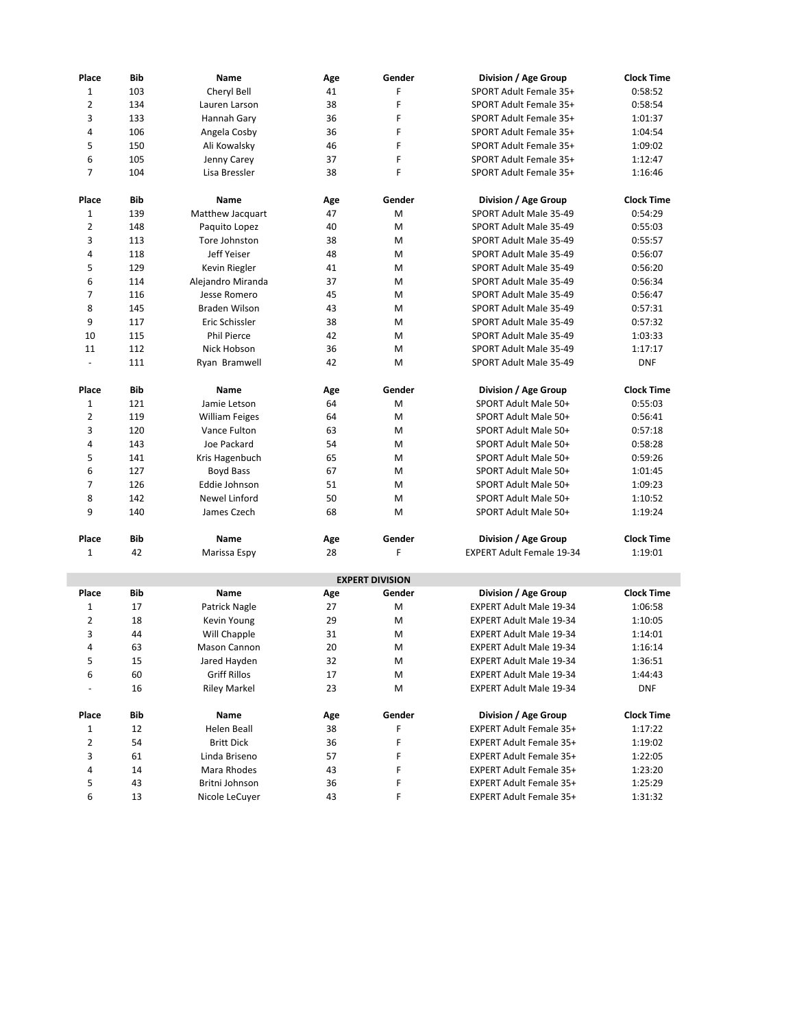| Place | Bib | Name | Age | Gender | Division / Age Group | Clock Time |
|---|---|---|---|---|---|---|
| 1 | 103 | Cheryl Bell | 41 | F | SPORT Adult Female 35+ | 0:58:52 |
| 2 | 134 | Lauren Larson | 38 | F | SPORT Adult Female 35+ | 0:58:54 |
| 3 | 133 | Hannah Gary | 36 | F | SPORT Adult Female 35+ | 1:01:37 |
| 4 | 106 | Angela Cosby | 36 | F | SPORT Adult Female 35+ | 1:04:54 |
| 5 | 150 | Ali Kowalsky | 46 | F | SPORT Adult Female 35+ | 1:09:02 |
| 6 | 105 | Jenny Carey | 37 | F | SPORT Adult Female 35+ | 1:12:47 |
| 7 | 104 | Lisa Bressler | 38 | F | SPORT Adult Female 35+ | 1:16:46 |

| Place | Bib | Name | Age | Gender | Division / Age Group | Clock Time |
|---|---|---|---|---|---|---|
| 1 | 139 | Matthew Jacquart | 47 | M | SPORT Adult Male 35-49 | 0:54:29 |
| 2 | 148 | Paquito Lopez | 40 | M | SPORT Adult Male 35-49 | 0:55:03 |
| 3 | 113 | Tore Johnston | 38 | M | SPORT Adult Male 35-49 | 0:55:57 |
| 4 | 118 | Jeff Yeiser | 48 | M | SPORT Adult Male 35-49 | 0:56:07 |
| 5 | 129 | Kevin Riegler | 41 | M | SPORT Adult Male 35-49 | 0:56:20 |
| 6 | 114 | Alejandro Miranda | 37 | M | SPORT Adult Male 35-49 | 0:56:34 |
| 7 | 116 | Jesse Romero | 45 | M | SPORT Adult Male 35-49 | 0:56:47 |
| 8 | 145 | Braden Wilson | 43 | M | SPORT Adult Male 35-49 | 0:57:31 |
| 9 | 117 | Eric Schissler | 38 | M | SPORT Adult Male 35-49 | 0:57:32 |
| 10 | 115 | Phil Pierce | 42 | M | SPORT Adult Male 35-49 | 1:03:33 |
| 11 | 112 | Nick Hobson | 36 | M | SPORT Adult Male 35-49 | 1:17:17 |
| - | 111 | Ryan Bramwell | 42 | M | SPORT Adult Male 35-49 | DNF |

| Place | Bib | Name | Age | Gender | Division / Age Group | Clock Time |
|---|---|---|---|---|---|---|
| 1 | 121 | Jamie Letson | 64 | M | SPORT Adult Male 50+ | 0:55:03 |
| 2 | 119 | William Feiges | 64 | M | SPORT Adult Male 50+ | 0:56:41 |
| 3 | 120 | Vance Fulton | 63 | M | SPORT Adult Male 50+ | 0:57:18 |
| 4 | 143 | Joe Packard | 54 | M | SPORT Adult Male 50+ | 0:58:28 |
| 5 | 141 | Kris Hagenbuch | 65 | M | SPORT Adult Male 50+ | 0:59:26 |
| 6 | 127 | Boyd Bass | 67 | M | SPORT Adult Male 50+ | 1:01:45 |
| 7 | 126 | Eddie Johnson | 51 | M | SPORT Adult Male 50+ | 1:09:23 |
| 8 | 142 | Newel Linford | 50 | M | SPORT Adult Male 50+ | 1:10:52 |
| 9 | 140 | James Czech | 68 | M | SPORT Adult Male 50+ | 1:19:24 |

| Place | Bib | Name | Age | Gender | Division / Age Group | Clock Time |
|---|---|---|---|---|---|---|
| 1 | 42 | Marissa Espy | 28 | F | EXPERT Adult Female 19-34 | 1:19:01 |

## EXPERT DIVISION

| Place | Bib | Name | Age | Gender | Division / Age Group | Clock Time |
|---|---|---|---|---|---|---|
| 1 | 17 | Patrick Nagle | 27 | M | EXPERT Adult Male 19-34 | 1:06:58 |
| 2 | 18 | Kevin Young | 29 | M | EXPERT Adult Male 19-34 | 1:10:05 |
| 3 | 44 | Will Chapple | 31 | M | EXPERT Adult Male 19-34 | 1:14:01 |
| 4 | 63 | Mason Cannon | 20 | M | EXPERT Adult Male 19-34 | 1:16:14 |
| 5 | 15 | Jared Hayden | 32 | M | EXPERT Adult Male 19-34 | 1:36:51 |
| 6 | 60 | Griff Rillos | 17 | M | EXPERT Adult Male 19-34 | 1:44:43 |
| - | 16 | Riley Markel | 23 | M | EXPERT Adult Male 19-34 | DNF |

| Place | Bib | Name | Age | Gender | Division / Age Group | Clock Time |
|---|---|---|---|---|---|---|
| 1 | 12 | Helen Beall | 38 | F | EXPERT Adult Female 35+ | 1:17:22 |
| 2 | 54 | Britt Dick | 36 | F | EXPERT Adult Female 35+ | 1:19:02 |
| 3 | 61 | Linda Briseno | 57 | F | EXPERT Adult Female 35+ | 1:22:05 |
| 4 | 14 | Mara Rhodes | 43 | F | EXPERT Adult Female 35+ | 1:23:20 |
| 5 | 43 | Britni Johnson | 36 | F | EXPERT Adult Female 35+ | 1:25:29 |
| 6 | 13 | Nicole LeCuyer | 43 | F | EXPERT Adult Female 35+ | 1:31:32 |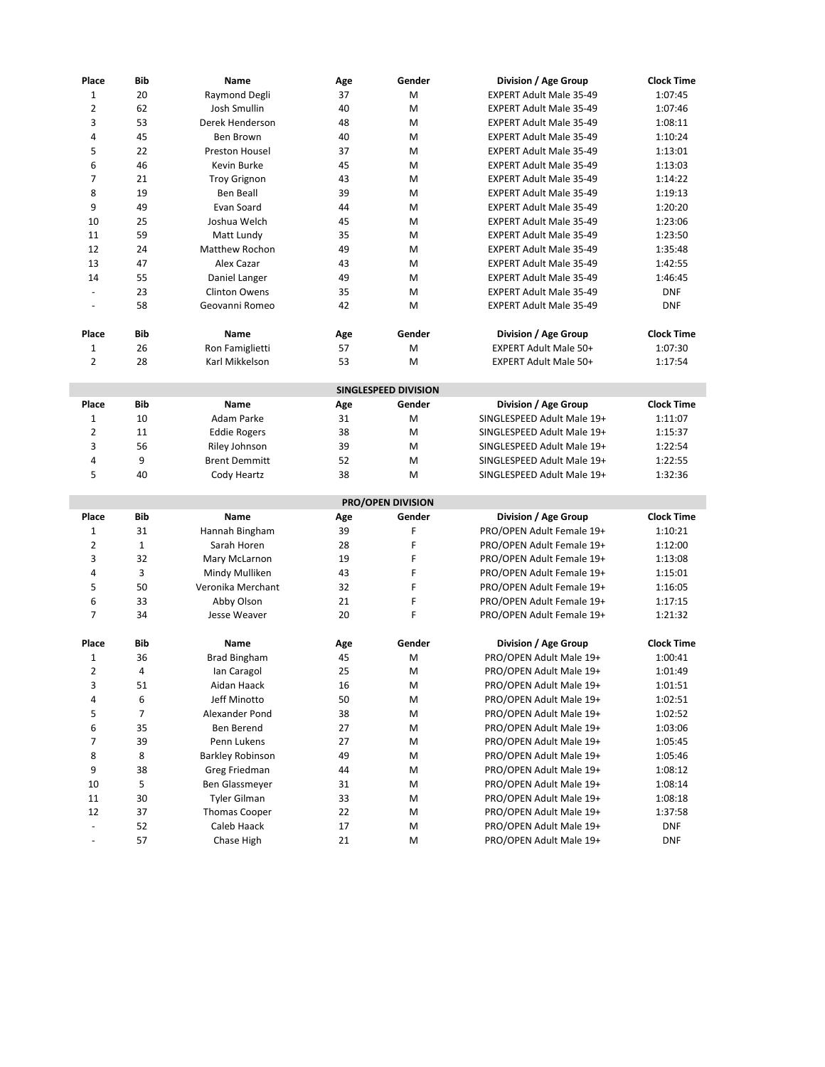| Place | Bib | Name | Age | Gender | Division / Age Group | Clock Time |
|---|---|---|---|---|---|---|
| 1 | 20 | Raymond Degli | 37 | M | EXPERT Adult Male 35-49 | 1:07:45 |
| 2 | 62 | Josh Smullin | 40 | M | EXPERT Adult Male 35-49 | 1:07:46 |
| 3 | 53 | Derek Henderson | 48 | M | EXPERT Adult Male 35-49 | 1:08:11 |
| 4 | 45 | Ben Brown | 40 | M | EXPERT Adult Male 35-49 | 1:10:24 |
| 5 | 22 | Preston Housel | 37 | M | EXPERT Adult Male 35-49 | 1:13:01 |
| 6 | 46 | Kevin Burke | 45 | M | EXPERT Adult Male 35-49 | 1:13:03 |
| 7 | 21 | Troy Grignon | 43 | M | EXPERT Adult Male 35-49 | 1:14:22 |
| 8 | 19 | Ben Beall | 39 | M | EXPERT Adult Male 35-49 | 1:19:13 |
| 9 | 49 | Evan Soard | 44 | M | EXPERT Adult Male 35-49 | 1:20:20 |
| 10 | 25 | Joshua Welch | 45 | M | EXPERT Adult Male 35-49 | 1:23:06 |
| 11 | 59 | Matt Lundy | 35 | M | EXPERT Adult Male 35-49 | 1:23:50 |
| 12 | 24 | Matthew Rochon | 49 | M | EXPERT Adult Male 35-49 | 1:35:48 |
| 13 | 47 | Alex Cazar | 43 | M | EXPERT Adult Male 35-49 | 1:42:55 |
| 14 | 55 | Daniel Langer | 49 | M | EXPERT Adult Male 35-49 | 1:46:45 |
| - | 23 | Clinton Owens | 35 | M | EXPERT Adult Male 35-49 | DNF |
| - | 58 | Geovanni Romeo | 42 | M | EXPERT Adult Male 35-49 | DNF |

| Place | Bib | Name | Age | Gender | Division / Age Group | Clock Time |
|---|---|---|---|---|---|---|
| 1 | 26 | Ron Famiglietti | 57 | M | EXPERT Adult Male 50+ | 1:07:30 |
| 2 | 28 | Karl Mikkelson | 53 | M | EXPERT Adult Male 50+ | 1:17:54 |

## SINGLESPEED DIVISION

| Place | Bib | Name | Age | Gender | Division / Age Group | Clock Time |
|---|---|---|---|---|---|---|
| 1 | 10 | Adam Parke | 31 | M | SINGLESPEED Adult Male 19+ | 1:11:07 |
| 2 | 11 | Eddie Rogers | 38 | M | SINGLESPEED Adult Male 19+ | 1:15:37 |
| 3 | 56 | Riley Johnson | 39 | M | SINGLESPEED Adult Male 19+ | 1:22:54 |
| 4 | 9 | Brent Demmitt | 52 | M | SINGLESPEED Adult Male 19+ | 1:22:55 |
| 5 | 40 | Cody Heartz | 38 | M | SINGLESPEED Adult Male 19+ | 1:32:36 |

## PRO/OPEN DIVISION

| Place | Bib | Name | Age | Gender | Division / Age Group | Clock Time |
|---|---|---|---|---|---|---|
| 1 | 31 | Hannah Bingham | 39 | F | PRO/OPEN Adult Female 19+ | 1:10:21 |
| 2 | 1 | Sarah Horen | 28 | F | PRO/OPEN Adult Female 19+ | 1:12:00 |
| 3 | 32 | Mary McLarnon | 19 | F | PRO/OPEN Adult Female 19+ | 1:13:08 |
| 4 | 3 | Mindy Mulliken | 43 | F | PRO/OPEN Adult Female 19+ | 1:15:01 |
| 5 | 50 | Veronika Merchant | 32 | F | PRO/OPEN Adult Female 19+ | 1:16:05 |
| 6 | 33 | Abby Olson | 21 | F | PRO/OPEN Adult Female 19+ | 1:17:15 |
| 7 | 34 | Jesse Weaver | 20 | F | PRO/OPEN Adult Female 19+ | 1:21:32 |

| Place | Bib | Name | Age | Gender | Division / Age Group | Clock Time |
|---|---|---|---|---|---|---|
| 1 | 36 | Brad Bingham | 45 | M | PRO/OPEN Adult Male 19+ | 1:00:41 |
| 2 | 4 | Ian Caragol | 25 | M | PRO/OPEN Adult Male 19+ | 1:01:49 |
| 3 | 51 | Aidan Haack | 16 | M | PRO/OPEN Adult Male 19+ | 1:01:51 |
| 4 | 6 | Jeff Minotto | 50 | M | PRO/OPEN Adult Male 19+ | 1:02:51 |
| 5 | 7 | Alexander Pond | 38 | M | PRO/OPEN Adult Male 19+ | 1:02:52 |
| 6 | 35 | Ben Berend | 27 | M | PRO/OPEN Adult Male 19+ | 1:03:06 |
| 7 | 39 | Penn Lukens | 27 | M | PRO/OPEN Adult Male 19+ | 1:05:45 |
| 8 | 8 | Barkley Robinson | 49 | M | PRO/OPEN Adult Male 19+ | 1:05:46 |
| 9 | 38 | Greg Friedman | 44 | M | PRO/OPEN Adult Male 19+ | 1:08:12 |
| 10 | 5 | Ben Glassmeyer | 31 | M | PRO/OPEN Adult Male 19+ | 1:08:14 |
| 11 | 30 | Tyler Gilman | 33 | M | PRO/OPEN Adult Male 19+ | 1:08:18 |
| 12 | 37 | Thomas Cooper | 22 | M | PRO/OPEN Adult Male 19+ | 1:37:58 |
| - | 52 | Caleb Haack | 17 | M | PRO/OPEN Adult Male 19+ | DNF |
| - | 57 | Chase High | 21 | M | PRO/OPEN Adult Male 19+ | DNF |